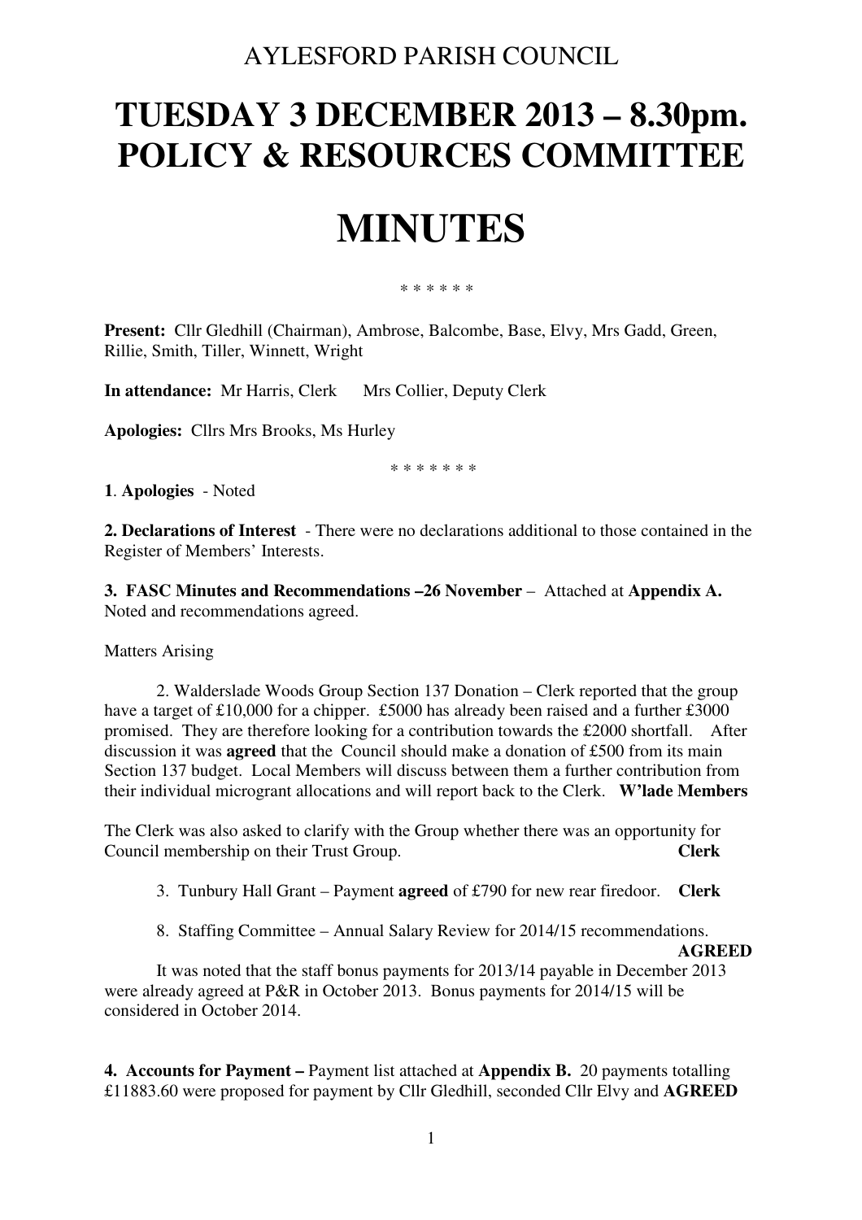AYLESFORD PARISH COUNCIL

# TUESDAY 3 DECEMBER 2013 – 8.30pm.
# POLICY & RESOURCES COMMITTEE

# MINUTES

\* \* \* \* \* \*

**Present:** Cllr Gledhill (Chairman), Ambrose, Balcombe, Base, Elvy, Mrs Gadd, Green, Rillie, Smith, Tiller, Winnett, Wright

**In attendance:** Mr Harris, Clerk  Mrs Collier, Deputy Clerk

**Apologies:** Cllrs Mrs Brooks, Ms Hurley

\* \* \* \* \* \* \*

**1**. **Apologies** - Noted

**2. Declarations of Interest** - There were no declarations additional to those contained in the Register of Members' Interests.

**3. FASC Minutes and Recommendations –26 November** – Attached at **Appendix A.** Noted and recommendations agreed.

Matters Arising

2. Walderslade Woods Group Section 137 Donation – Clerk reported that the group have a target of £10,000 for a chipper. £5000 has already been raised and a further £3000 promised. They are therefore looking for a contribution towards the £2000 shortfall. After discussion it was **agreed** that the Council should make a donation of £500 from its main Section 137 budget. Local Members will discuss between them a further contribution from their individual microgrant allocations and will report back to the Clerk. **W'lade Members**

The Clerk was also asked to clarify with the Group whether there was an opportunity for Council membership on their Trust Group. **Clerk**

3. Tunbury Hall Grant – Payment **agreed** of £790 for new rear firedoor. **Clerk**

8. Staffing Committee – Annual Salary Review for 2014/15 recommendations. **AGREED**

It was noted that the staff bonus payments for 2013/14 payable in December 2013 were already agreed at P&R in October 2013. Bonus payments for 2014/15 will be considered in October 2014.

**4. Accounts for Payment –** Payment list attached at **Appendix B.** 20 payments totalling £11883.60 were proposed for payment by Cllr Gledhill, seconded Cllr Elvy and **AGREED**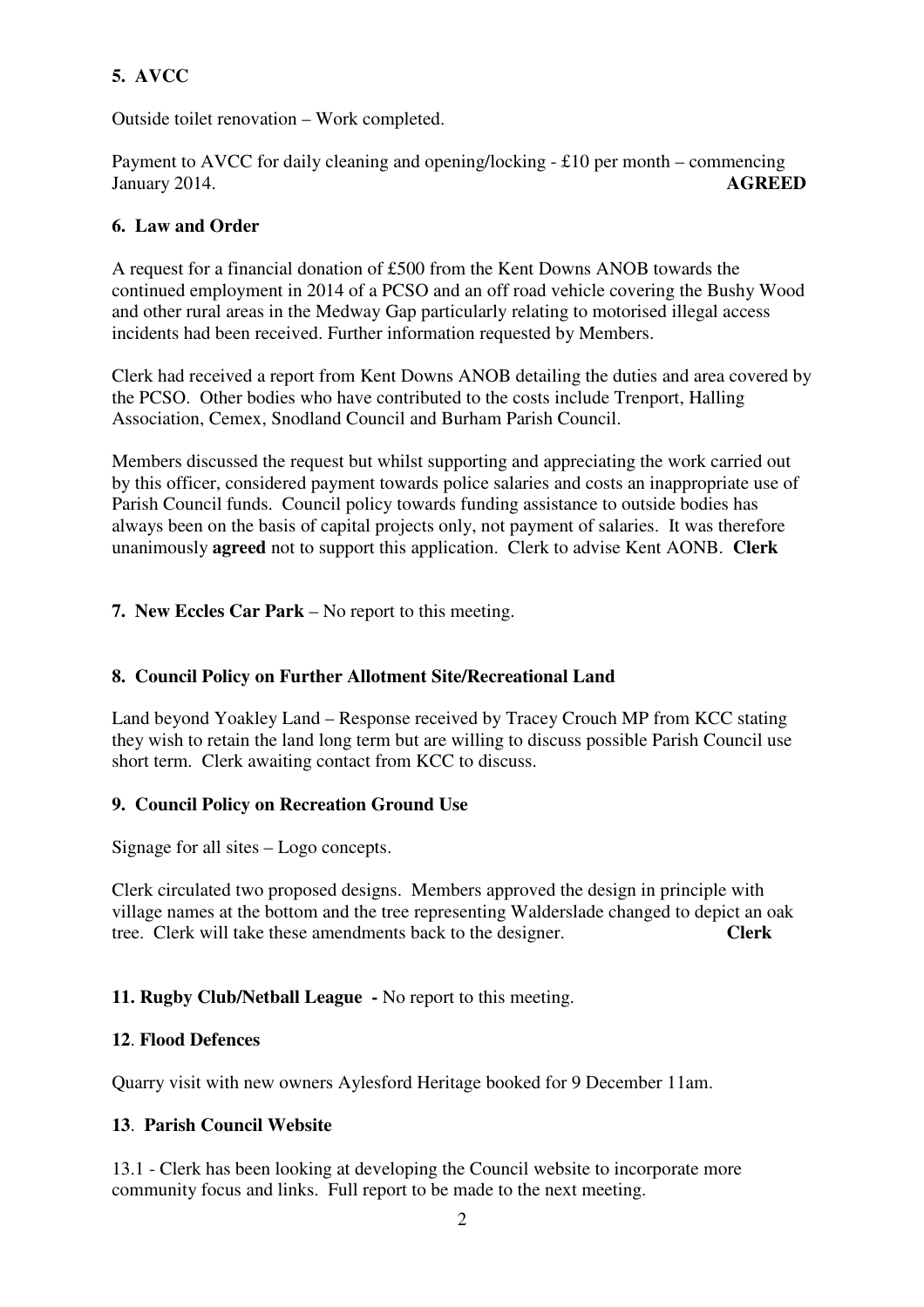## 5. AVCC

Outside toilet renovation – Work completed.

Payment to AVCC for daily cleaning and opening/locking - £10 per month – commencing January 2014. **AGREED**

## 6. Law and Order

A request for a financial donation of £500 from the Kent Downs ANOB towards the continued employment in 2014 of a PCSO and an off road vehicle covering the Bushy Wood and other rural areas in the Medway Gap particularly relating to motorised illegal access incidents had been received. Further information requested by Members.

Clerk had received a report from Kent Downs ANOB detailing the duties and area covered by the PCSO. Other bodies who have contributed to the costs include Trenport, Halling Association, Cemex, Snodland Council and Burham Parish Council.

Members discussed the request but whilst supporting and appreciating the work carried out by this officer, considered payment towards police salaries and costs an inappropriate use of Parish Council funds. Council policy towards funding assistance to outside bodies has always been on the basis of capital projects only, not payment of salaries. It was therefore unanimously **agreed** not to support this application. Clerk to advise Kent AONB. **Clerk**

**7. New Eccles Car Park** – No report to this meeting.

## 8. Council Policy on Further Allotment Site/Recreational Land

Land beyond Yoakley Land – Response received by Tracey Crouch MP from KCC stating they wish to retain the land long term but are willing to discuss possible Parish Council use short term. Clerk awaiting contact from KCC to discuss.

## 9. Council Policy on Recreation Ground Use

Signage for all sites – Logo concepts.

Clerk circulated two proposed designs. Members approved the design in principle with village names at the bottom and the tree representing Walderslade changed to depict an oak tree. Clerk will take these amendments back to the designer. **Clerk**

**11. Rugby Club/Netball League -** No report to this meeting.

## 12. Flood Defences

Quarry visit with new owners Aylesford Heritage booked for 9 December 11am.

## 13. Parish Council Website

13.1 - Clerk has been looking at developing the Council website to incorporate more community focus and links. Full report to be made to the next meeting.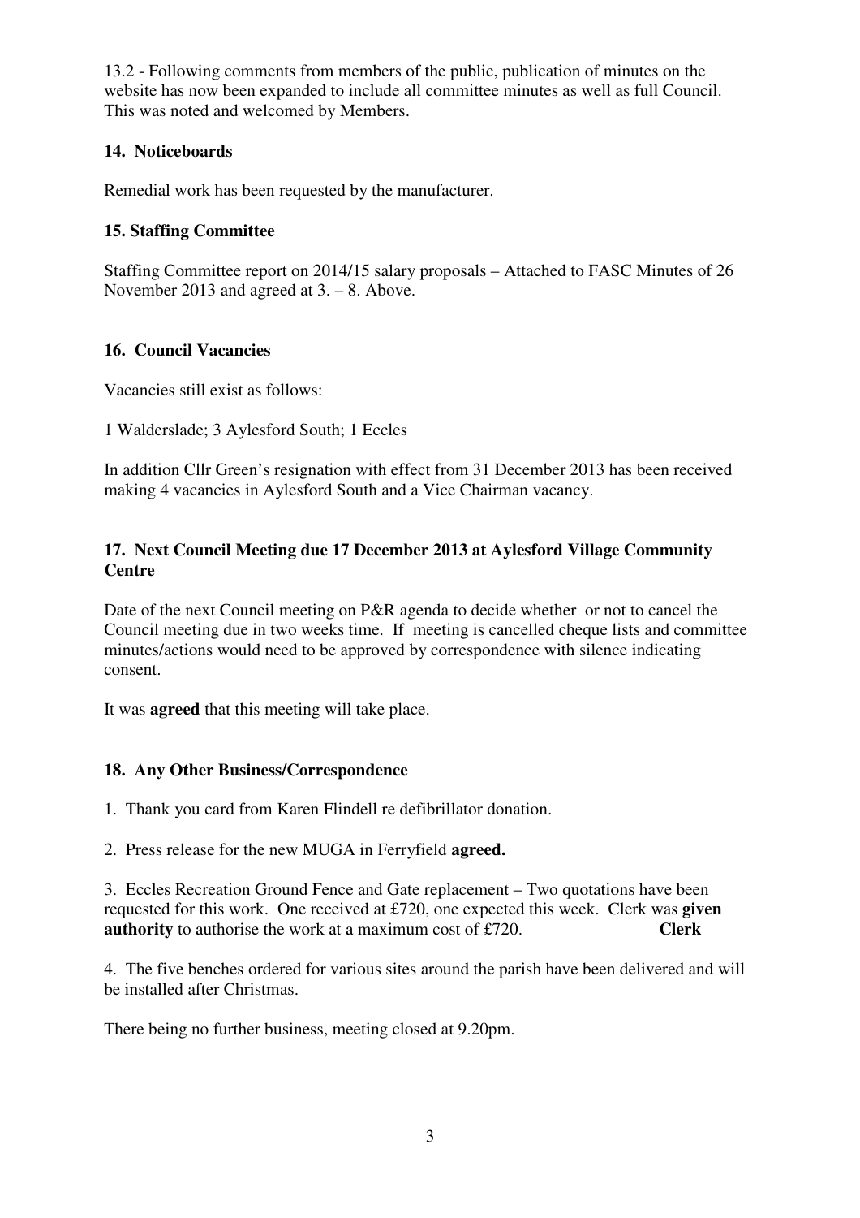13.2 - Following comments from members of the public, publication of minutes on the website has now been expanded to include all committee minutes as well as full Council. This was noted and welcomed by Members.

**14. Noticeboards**

Remedial work has been requested by the manufacturer.

**15. Staffing Committee**

Staffing Committee report on 2014/15 salary proposals – Attached to FASC Minutes of 26 November 2013 and agreed at 3. – 8. Above.

**16. Council Vacancies**

Vacancies still exist as follows:

1 Walderslade; 3 Aylesford South; 1 Eccles

In addition Cllr Green's resignation with effect from 31 December 2013 has been received making 4 vacancies in Aylesford South and a Vice Chairman vacancy.

**17. Next Council Meeting due 17 December 2013 at Aylesford Village Community Centre**

Date of the next Council meeting on P&R agenda to decide whether or not to cancel the Council meeting due in two weeks time. If meeting is cancelled cheque lists and committee minutes/actions would need to be approved by correspondence with silence indicating consent.

It was **agreed** that this meeting will take place.

**18. Any Other Business/Correspondence**

1. Thank you card from Karen Flindell re defibrillator donation.

2. Press release for the new MUGA in Ferryfield **agreed.**

3. Eccles Recreation Ground Fence and Gate replacement – Two quotations have been requested for this work. One received at £720, one expected this week. Clerk was **given authority** to authorise the work at a maximum cost of £720. **Clerk**

4. The five benches ordered for various sites around the parish have been delivered and will be installed after Christmas.

There being no further business, meeting closed at 9.20pm.